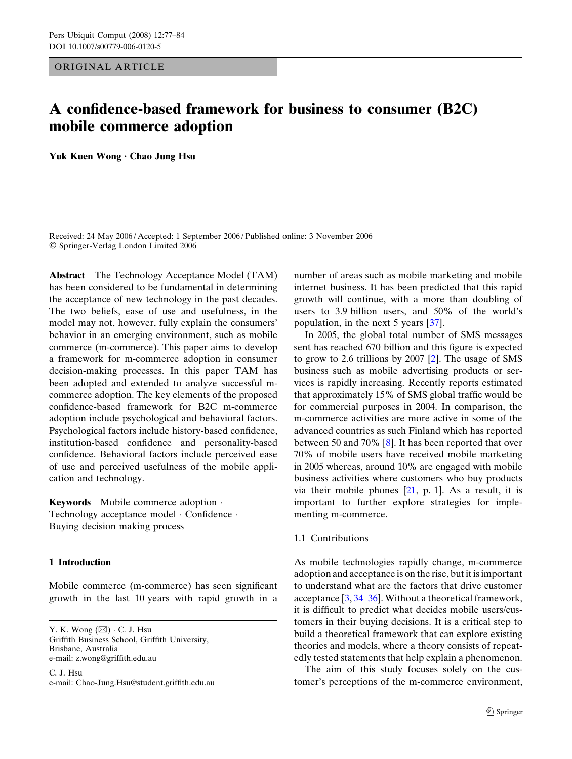ORIGINAL ARTICLE

# A confidence-based framework for business to consumer (B2C) mobile commerce adoption

**Yuk Kuen Wong · Chao Jung Hsu**

Received: 24 May 2006 / Accepted: 1 September 2006 / Published online: 3 November 2006
© Springer-Verlag London Limited 2006

**Abstract** The Technology Acceptance Model (TAM) has been considered to be fundamental in determining the acceptance of new technology in the past decades. The two beliefs, ease of use and usefulness, in the model may not, however, fully explain the consumers' behavior in an emerging environment, such as mobile commerce (m-commerce). This paper aims to develop a framework for m-commerce adoption in consumer decision-making processes. In this paper TAM has been adopted and extended to analyze successful m-commerce adoption. The key elements of the proposed confidence-based framework for B2C m-commerce adoption include psychological and behavioral factors. Psychological factors include history-based confidence, institution-based confidence and personality-based confidence. Behavioral factors include perceived ease of use and perceived usefulness of the mobile application and technology.

**Keywords** Mobile commerce adoption · Technology acceptance model · Confidence · Buying decision making process

## 1 Introduction

Mobile commerce (m-commerce) has seen significant growth in the last 10 years with rapid growth in a number of areas such as mobile marketing and mobile internet business. It has been predicted that this rapid growth will continue, with a more than doubling of users to 3.9 billion users, and 50% of the world's population, in the next 5 years [37].

In 2005, the global total number of SMS messages sent has reached 670 billion and this figure is expected to grow to 2.6 trillions by 2007 [2]. The usage of SMS business such as mobile advertising products or services is rapidly increasing. Recently reports estimated that approximately 15% of SMS global traffic would be for commercial purposes in 2004. In comparison, the m-commerce activities are more active in some of the advanced countries as such Finland which has reported between 50 and 70% [8]. It has been reported that over 70% of mobile users have received mobile marketing in 2005 whereas, around 10% are engaged with mobile business activities where customers who buy products via their mobile phones [21, p. 1]. As a result, it is important to further explore strategies for implementing m-commerce.

### 1.1 Contributions

As mobile technologies rapidly change, m-commerce adoption and acceptance is on the rise, but it is important to understand what are the factors that drive customer acceptance [3, 34–36]. Without a theoretical framework, it is difficult to predict what decides mobile users/customers in their buying decisions. It is a critical step to build a theoretical framework that can explore existing theories and models, where a theory consists of repeatedly tested statements that help explain a phenomenon.

The aim of this study focuses solely on the customer's perceptions of the m-commerce environment,

Y. K. Wong (✉) · C. J. Hsu
Griffith Business School, Griffith University, Brisbane, Australia
e-mail: z.wong@griffith.edu.au

C. J. Hsu
e-mail: Chao-Jung.Hsu@student.griffith.edu.au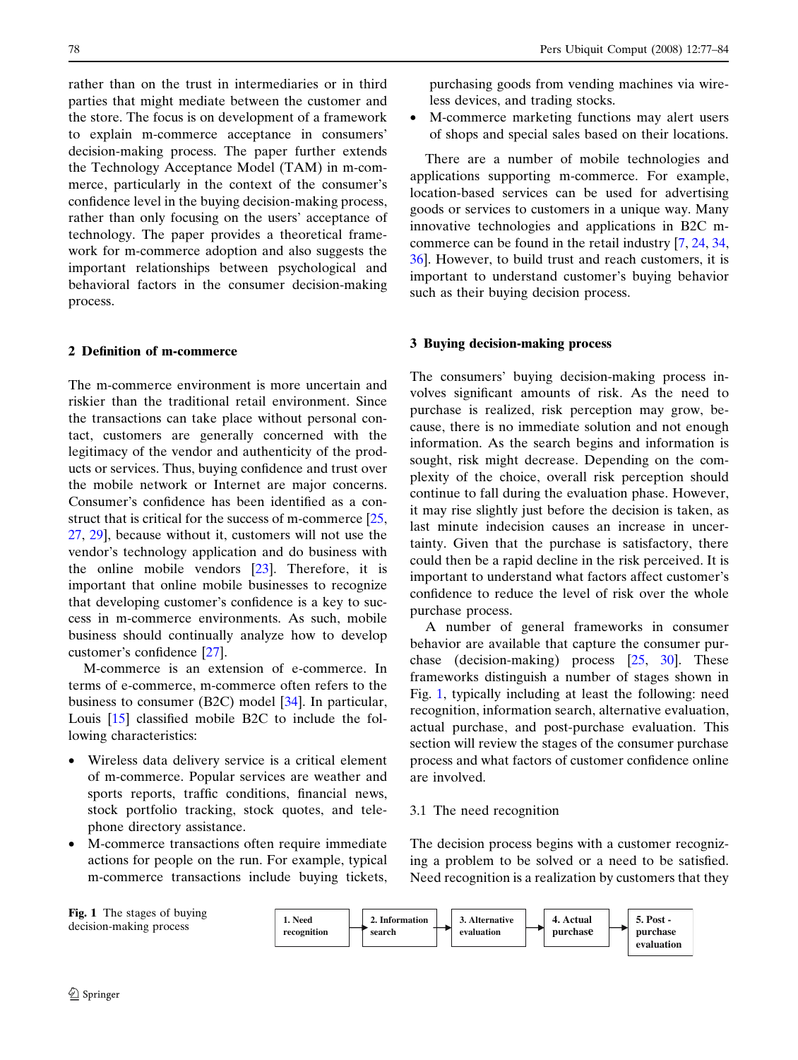rather than on the trust in intermediaries or in third parties that might mediate between the customer and the store. The focus is on development of a framework to explain m-commerce acceptance in consumers' decision-making process. The paper further extends the Technology Acceptance Model (TAM) in m-commerce, particularly in the context of the consumer's confidence level in the buying decision-making process, rather than only focusing on the users' acceptance of technology. The paper provides a theoretical framework for m-commerce adoption and also suggests the important relationships between psychological and behavioral factors in the consumer decision-making process.

## 2 Definition of m-commerce

The m-commerce environment is more uncertain and riskier than the traditional retail environment. Since the transactions can take place without personal contact, customers are generally concerned with the legitimacy of the vendor and authenticity of the products or services. Thus, buying confidence and trust over the mobile network or Internet are major concerns. Consumer's confidence has been identified as a construct that is critical for the success of m-commerce [25, 27, 29], because without it, customers will not use the vendor's technology application and do business with the online mobile vendors [23]. Therefore, it is important that online mobile businesses to recognize that developing customer's confidence is a key to success in m-commerce environments. As such, mobile business should continually analyze how to develop customer's confidence [27].

M-commerce is an extension of e-commerce. In terms of e-commerce, m-commerce often refers to the business to consumer (B2C) model [34]. In particular, Louis [15] classified mobile B2C to include the following characteristics:

- Wireless data delivery service is a critical element of m-commerce. Popular services are weather and sports reports, traffic conditions, financial news, stock portfolio tracking, stock quotes, and telephone directory assistance.
- M-commerce transactions often require immediate actions for people on the run. For example, typical m-commerce transactions include buying tickets, purchasing goods from vending machines via wireless devices, and trading stocks.
- M-commerce marketing functions may alert users of shops and special sales based on their locations.

There are a number of mobile technologies and applications supporting m-commerce. For example, location-based services can be used for advertising goods or services to customers in a unique way. Many innovative technologies and applications in B2C m-commerce can be found in the retail industry [7, 24, 34, 36]. However, to build trust and reach customers, it is important to understand customer's buying behavior such as their buying decision process.

## 3 Buying decision-making process

The consumers' buying decision-making process involves significant amounts of risk. As the need to purchase is realized, risk perception may grow, because, there is no immediate solution and not enough information. As the search begins and information is sought, risk might decrease. Depending on the complexity of the choice, overall risk perception should continue to fall during the evaluation phase. However, it may rise slightly just before the decision is taken, as last minute indecision causes an increase in uncertainty. Given that the purchase is satisfactory, there could then be a rapid decline in the risk perceived. It is important to understand what factors affect customer's confidence to reduce the level of risk over the whole purchase process.

A number of general frameworks in consumer behavior are available that capture the consumer purchase (decision-making) process [25, 30]. These frameworks distinguish a number of stages shown in Fig. 1, typically including at least the following: need recognition, information search, alternative evaluation, actual purchase, and post-purchase evaluation. This section will review the stages of the consumer purchase process and what factors of customer confidence online are involved.

### 3.1 The need recognition

The decision process begins with a customer recognizing a problem to be solved or a need to be satisfied. Need recognition is a realization by customers that they

1. Need recognition → 2. Information search → 3. Alternative evaluation → 4. Actual purchase → 5. Post-purchase evaluation

**Fig. 1** The stages of buying decision-making process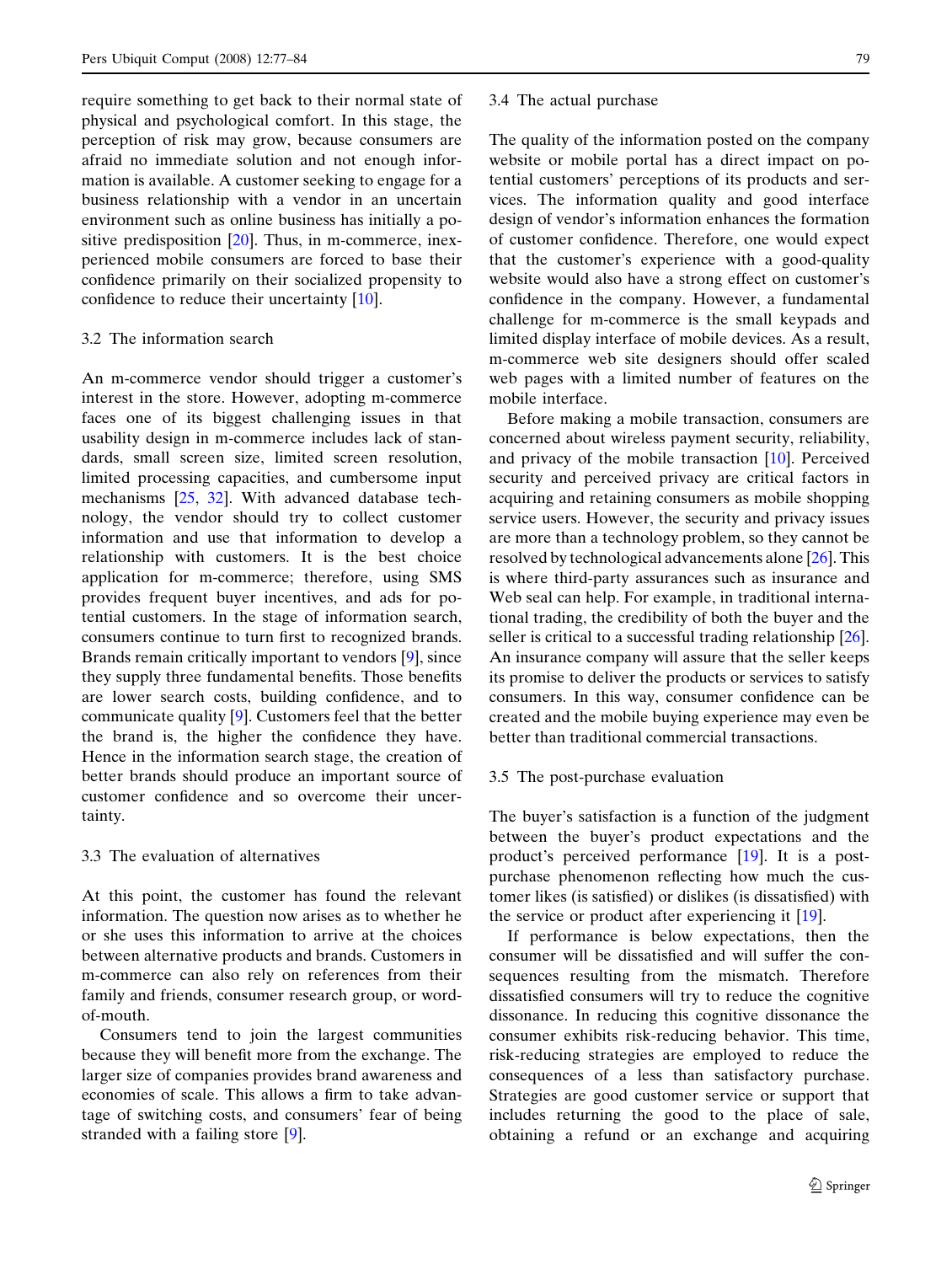require something to get back to their normal state of physical and psychological comfort. In this stage, the perception of risk may grow, because consumers are afraid no immediate solution and not enough information is available. A customer seeking to engage for a business relationship with a vendor in an uncertain environment such as online business has initially a positive predisposition [20]. Thus, in m-commerce, inexperienced mobile consumers are forced to base their confidence primarily on their socialized propensity to confidence to reduce their uncertainty [10].

### 3.2 The information search

An m-commerce vendor should trigger a customer's interest in the store. However, adopting m-commerce faces one of its biggest challenging issues in that usability design in m-commerce includes lack of standards, small screen size, limited screen resolution, limited processing capacities, and cumbersome input mechanisms [25, 32]. With advanced database technology, the vendor should try to collect customer information and use that information to develop a relationship with customers. It is the best choice application for m-commerce; therefore, using SMS provides frequent buyer incentives, and ads for potential customers. In the stage of information search, consumers continue to turn first to recognized brands. Brands remain critically important to vendors [9], since they supply three fundamental benefits. Those benefits are lower search costs, building confidence, and to communicate quality [9]. Customers feel that the better the brand is, the higher the confidence they have. Hence in the information search stage, the creation of better brands should produce an important source of customer confidence and so overcome their uncertainty.

### 3.3 The evaluation of alternatives

At this point, the customer has found the relevant information. The question now arises as to whether he or she uses this information to arrive at the choices between alternative products and brands. Customers in m-commerce can also rely on references from their family and friends, consumer research group, or word-of-mouth.

Consumers tend to join the largest communities because they will benefit more from the exchange. The larger size of companies provides brand awareness and economies of scale. This allows a firm to take advantage of switching costs, and consumers' fear of being stranded with a failing store [9].

### 3.4 The actual purchase

The quality of the information posted on the company website or mobile portal has a direct impact on potential customers' perceptions of its products and services. The information quality and good interface design of vendor's information enhances the formation of customer confidence. Therefore, one would expect that the customer's experience with a good-quality website would also have a strong effect on customer's confidence in the company. However, a fundamental challenge for m-commerce is the small keypads and limited display interface of mobile devices. As a result, m-commerce web site designers should offer scaled web pages with a limited number of features on the mobile interface.

Before making a mobile transaction, consumers are concerned about wireless payment security, reliability, and privacy of the mobile transaction [10]. Perceived security and perceived privacy are critical factors in acquiring and retaining consumers as mobile shopping service users. However, the security and privacy issues are more than a technology problem, so they cannot be resolved by technological advancements alone [26]. This is where third-party assurances such as insurance and Web seal can help. For example, in traditional international trading, the credibility of both the buyer and the seller is critical to a successful trading relationship [26]. An insurance company will assure that the seller keeps its promise to deliver the products or services to satisfy consumers. In this way, consumer confidence can be created and the mobile buying experience may even be better than traditional commercial transactions.

### 3.5 The post-purchase evaluation

The buyer's satisfaction is a function of the judgment between the buyer's product expectations and the product's perceived performance [19]. It is a post-purchase phenomenon reflecting how much the customer likes (is satisfied) or dislikes (is dissatisfied) with the service or product after experiencing it [19].

If performance is below expectations, then the consumer will be dissatisfied and will suffer the consequences resulting from the mismatch. Therefore dissatisfied consumers will try to reduce the cognitive dissonance. In reducing this cognitive dissonance the consumer exhibits risk-reducing behavior. This time, risk-reducing strategies are employed to reduce the consequences of a less than satisfactory purchase. Strategies are good customer service or support that includes returning the good to the place of sale, obtaining a refund or an exchange and acquiring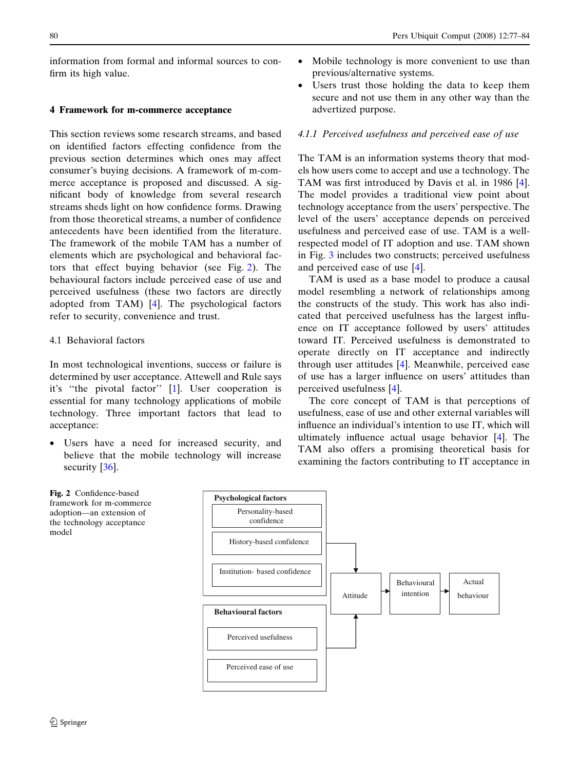information from formal and informal sources to confirm its high value.

## 4 Framework for m-commerce acceptance

This section reviews some research streams, and based on identified factors effecting confidence from the previous section determines which ones may affect consumer's buying decisions. A framework of m-commerce acceptance is proposed and discussed. A significant body of knowledge from several research streams sheds light on how confidence forms. Drawing from those theoretical streams, a number of confidence antecedents have been identified from the literature. The framework of the mobile TAM has a number of elements which are psychological and behavioral factors that effect buying behavior (see Fig. 2). The behavioural factors include perceived ease of use and perceived usefulness (these two factors are directly adopted from TAM) [4]. The psychological factors refer to security, convenience and trust.

### 4.1 Behavioral factors

In most technological inventions, success or failure is determined by user acceptance. Attewell and Rule says it's "the pivotal factor" [1]. User cooperation is essential for many technology applications of mobile technology. Three important factors that lead to acceptance:

- Users have a need for increased security, and believe that the mobile technology will increase security [36].
- Mobile technology is more convenient to use than previous/alternative systems.
- Users trust those holding the data to keep them secure and not use them in any other way than the advertized purpose.

#### *4.1.1 Perceived usefulness and perceived ease of use*

The TAM is an information systems theory that models how users come to accept and use a technology. The TAM was first introduced by Davis et al. in 1986 [4]. The model provides a traditional view point about technology acceptance from the users' perspective. The level of the users' acceptance depends on perceived usefulness and perceived ease of use. TAM is a well-respected model of IT adoption and use. TAM shown in Fig. 3 includes two constructs; perceived usefulness and perceived ease of use [4].

TAM is used as a base model to produce a causal model resembling a network of relationships among the constructs of the study. This work has also indicated that perceived usefulness has the largest influence on IT acceptance followed by users' attitudes toward IT. Perceived usefulness is demonstrated to operate directly on IT acceptance and indirectly through user attitudes [4]. Meanwhile, perceived ease of use has a larger influence on users' attitudes than perceived usefulness [4].

The core concept of TAM is that perceptions of usefulness, ease of use and other external variables will influence an individual's intention to use IT, which will ultimately influence actual usage behavior [4]. The TAM also offers a promising theoretical basis for examining the factors contributing to IT acceptance in

**Fig. 2** Confidence-based framework for m-commerce adoption—an extension of the technology acceptance model

Psychological factors: Personality-based confidence; History-based confidence; Institution- based confidence → Attitude

Behavioural factors: Perceived usefulness; Perceived ease of use → Attitude

Attitude → Behavioural intention → Actual behaviour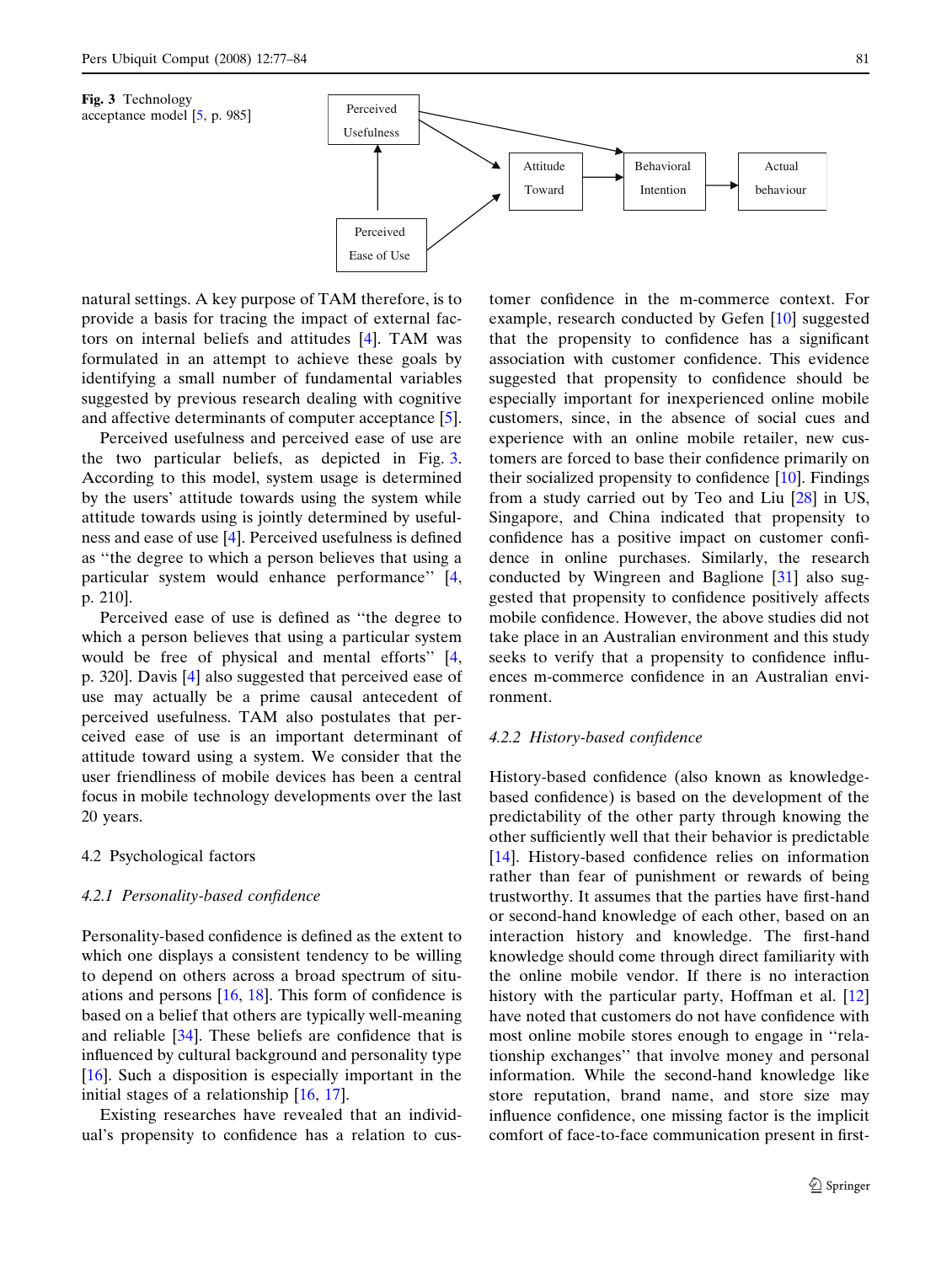**Fig. 3** Technology acceptance model [5, p. 985]

natural settings. A key purpose of TAM therefore, is to provide a basis for tracing the impact of external factors on internal beliefs and attitudes [4]. TAM was formulated in an attempt to achieve these goals by identifying a small number of fundamental variables suggested by previous research dealing with cognitive and affective determinants of computer acceptance [5].

Perceived usefulness and perceived ease of use are the two particular beliefs, as depicted in Fig. 3. According to this model, system usage is determined by the users' attitude towards using the system while attitude towards using is jointly determined by usefulness and ease of use [4]. Perceived usefulness is defined as ''the degree to which a person believes that using a particular system would enhance performance'' [4, p. 210].

Perceived ease of use is defined as ''the degree to which a person believes that using a particular system would be free of physical and mental efforts'' [4, p. 320]. Davis [4] also suggested that perceived ease of use may actually be a prime causal antecedent of perceived usefulness. TAM also postulates that perceived ease of use is an important determinant of attitude toward using a system. We consider that the user friendliness of mobile devices has been a central focus in mobile technology developments over the last 20 years.

## 4.2 Psychological factors

### 4.2.1 Personality-based confidence

Personality-based confidence is defined as the extent to which one displays a consistent tendency to be willing to depend on others across a broad spectrum of situations and persons [16, 18]. This form of confidence is based on a belief that others are typically well-meaning and reliable [34]. These beliefs are confidence that is influenced by cultural background and personality type [16]. Such a disposition is especially important in the initial stages of a relationship [16, 17].

Existing researches have revealed that an individual's propensity to confidence has a relation to customer confidence in the m-commerce context. For example, research conducted by Gefen [10] suggested that the propensity to confidence has a significant association with customer confidence. This evidence suggested that propensity to confidence should be especially important for inexperienced online mobile customers, since, in the absence of social cues and experience with an online mobile retailer, new customers are forced to base their confidence primarily on their socialized propensity to confidence [10]. Findings from a study carried out by Teo and Liu [28] in US, Singapore, and China indicated that propensity to confidence has a positive impact on customer confidence in online purchases. Similarly, the research conducted by Wingreen and Baglione [31] also suggested that propensity to confidence positively affects mobile confidence. However, the above studies did not take place in an Australian environment and this study seeks to verify that a propensity to confidence influences m-commerce confidence in an Australian environment.

### 4.2.2 History-based confidence

History-based confidence (also known as knowledge-based confidence) is based on the development of the predictability of the other party through knowing the other sufficiently well that their behavior is predictable [14]. History-based confidence relies on information rather than fear of punishment or rewards of being trustworthy. It assumes that the parties have first-hand or second-hand knowledge of each other, based on an interaction history and knowledge. The first-hand knowledge should come through direct familiarity with the online mobile vendor. If there is no interaction history with the particular party, Hoffman et al. [12] have noted that customers do not have confidence with most online mobile stores enough to engage in ''relationship exchanges'' that involve money and personal information. While the second-hand knowledge like store reputation, brand name, and store size may influence confidence, one missing factor is the implicit comfort of face-to-face communication present in first-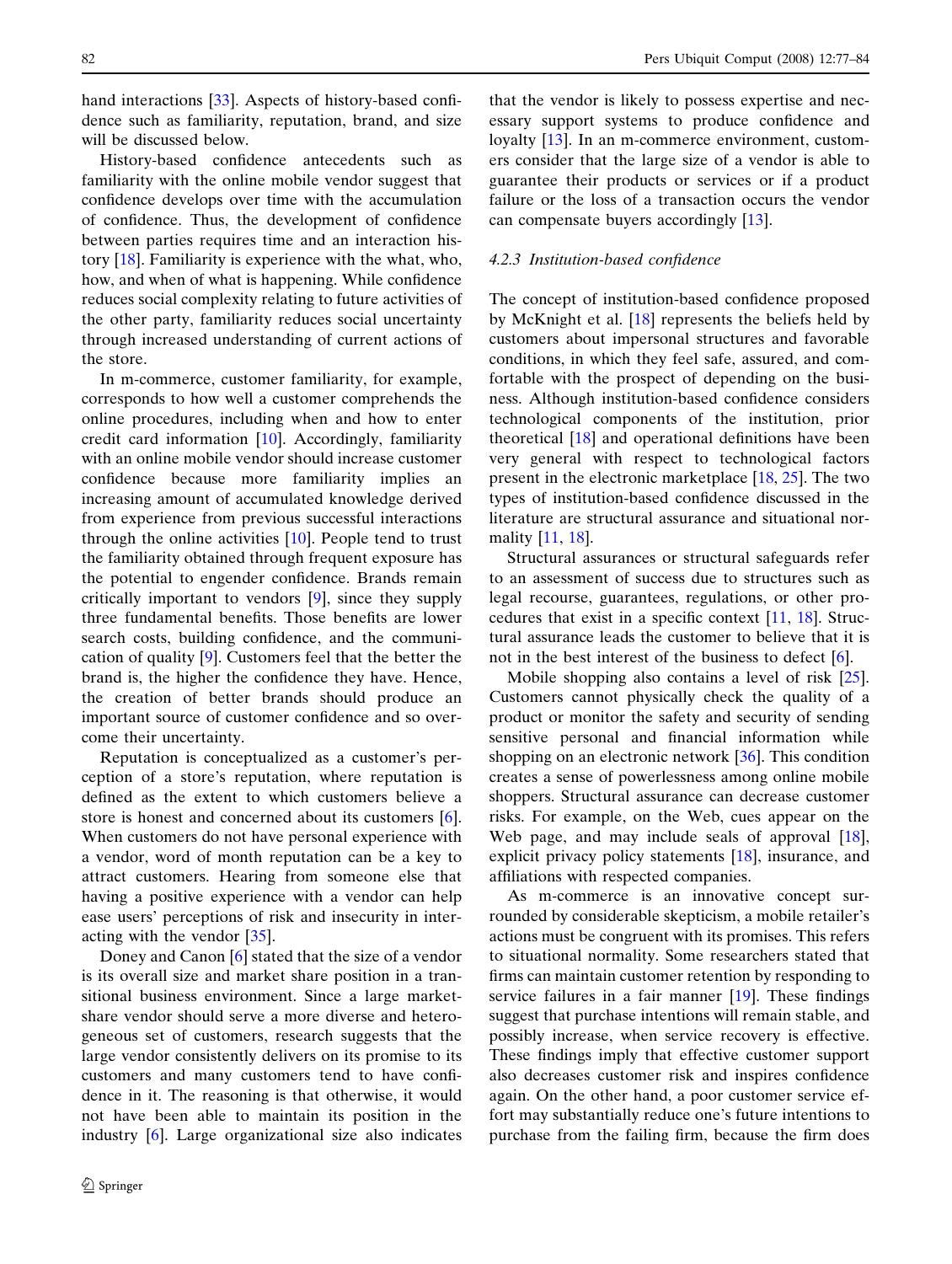hand interactions [33]. Aspects of history-based confidence such as familiarity, reputation, brand, and size will be discussed below.

History-based confidence antecedents such as familiarity with the online mobile vendor suggest that confidence develops over time with the accumulation of confidence. Thus, the development of confidence between parties requires time and an interaction history [18]. Familiarity is experience with the what, who, how, and when of what is happening. While confidence reduces social complexity relating to future activities of the other party, familiarity reduces social uncertainty through increased understanding of current actions of the store.

In m-commerce, customer familiarity, for example, corresponds to how well a customer comprehends the online procedures, including when and how to enter credit card information [10]. Accordingly, familiarity with an online mobile vendor should increase customer confidence because more familiarity implies an increasing amount of accumulated knowledge derived from experience from previous successful interactions through the online activities [10]. People tend to trust the familiarity obtained through frequent exposure has the potential to engender confidence. Brands remain critically important to vendors [9], since they supply three fundamental benefits. Those benefits are lower search costs, building confidence, and the communication of quality [9]. Customers feel that the better the brand is, the higher the confidence they have. Hence, the creation of better brands should produce an important source of customer confidence and so overcome their uncertainty.

Reputation is conceptualized as a customer's perception of a store's reputation, where reputation is defined as the extent to which customers believe a store is honest and concerned about its customers [6]. When customers do not have personal experience with a vendor, word of month reputation can be a key to attract customers. Hearing from someone else that having a positive experience with a vendor can help ease users' perceptions of risk and insecurity in interacting with the vendor [35].

Doney and Canon [6] stated that the size of a vendor is its overall size and market share position in a transitional business environment. Since a large market-share vendor should serve a more diverse and heterogeneous set of customers, research suggests that the large vendor consistently delivers on its promise to its customers and many customers tend to have confidence in it. The reasoning is that otherwise, it would not have been able to maintain its position in the industry [6]. Large organizational size also indicates that the vendor is likely to possess expertise and necessary support systems to produce confidence and loyalty [13]. In an m-commerce environment, customers consider that the large size of a vendor is able to guarantee their products or services or if a product failure or the loss of a transaction occurs the vendor can compensate buyers accordingly [13].

#### 4.2.3 Institution-based confidence

The concept of institution-based confidence proposed by McKnight et al. [18] represents the beliefs held by customers about impersonal structures and favorable conditions, in which they feel safe, assured, and comfortable with the prospect of depending on the business. Although institution-based confidence considers technological components of the institution, prior theoretical [18] and operational definitions have been very general with respect to technological factors present in the electronic marketplace [18, 25]. The two types of institution-based confidence discussed in the literature are structural assurance and situational normality [11, 18].

Structural assurances or structural safeguards refer to an assessment of success due to structures such as legal recourse, guarantees, regulations, or other procedures that exist in a specific context [11, 18]. Structural assurance leads the customer to believe that it is not in the best interest of the business to defect [6].

Mobile shopping also contains a level of risk [25]. Customers cannot physically check the quality of a product or monitor the safety and security of sending sensitive personal and financial information while shopping on an electronic network [36]. This condition creates a sense of powerlessness among online mobile shoppers. Structural assurance can decrease customer risks. For example, on the Web, cues appear on the Web page, and may include seals of approval [18], explicit privacy policy statements [18], insurance, and affiliations with respected companies.

As m-commerce is an innovative concept surrounded by considerable skepticism, a mobile retailer's actions must be congruent with its promises. This refers to situational normality. Some researchers stated that firms can maintain customer retention by responding to service failures in a fair manner [19]. These findings suggest that purchase intentions will remain stable, and possibly increase, when service recovery is effective. These findings imply that effective customer support also decreases customer risk and inspires confidence again. On the other hand, a poor customer service effort may substantially reduce one's future intentions to purchase from the failing firm, because the firm does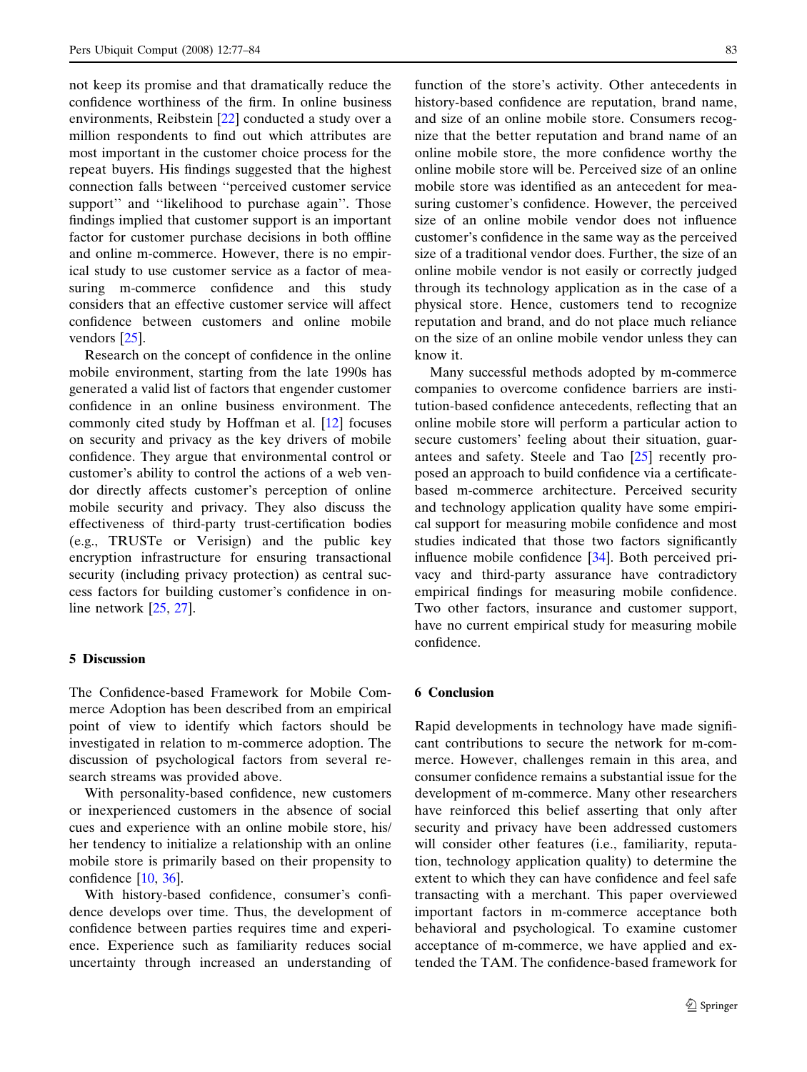not keep its promise and that dramatically reduce the confidence worthiness of the firm. In online business environments, Reibstein [22] conducted a study over a million respondents to find out which attributes are most important in the customer choice process for the repeat buyers. His findings suggested that the highest connection falls between ''perceived customer service support'' and ''likelihood to purchase again''. Those findings implied that customer support is an important factor for customer purchase decisions in both offline and online m-commerce. However, there is no empirical study to use customer service as a factor of measuring m-commerce confidence and this study considers that an effective customer service will affect confidence between customers and online mobile vendors [25].

Research on the concept of confidence in the online mobile environment, starting from the late 1990s has generated a valid list of factors that engender customer confidence in an online business environment. The commonly cited study by Hoffman et al. [12] focuses on security and privacy as the key drivers of mobile confidence. They argue that environmental control or customer's ability to control the actions of a web vendor directly affects customer's perception of online mobile security and privacy. They also discuss the effectiveness of third-party trust-certification bodies (e.g., TRUSTe or Verisign) and the public key encryption infrastructure for ensuring transactional security (including privacy protection) as central success factors for building customer's confidence in online network [25, 27].

## 5 Discussion

The Confidence-based Framework for Mobile Commerce Adoption has been described from an empirical point of view to identify which factors should be investigated in relation to m-commerce adoption. The discussion of psychological factors from several research streams was provided above.

With personality-based confidence, new customers or inexperienced customers in the absence of social cues and experience with an online mobile store, his/her tendency to initialize a relationship with an online mobile store is primarily based on their propensity to confidence [10, 36].

With history-based confidence, consumer's confidence develops over time. Thus, the development of confidence between parties requires time and experience. Experience such as familiarity reduces social uncertainty through increased an understanding of function of the store's activity. Other antecedents in history-based confidence are reputation, brand name, and size of an online mobile store. Consumers recognize that the better reputation and brand name of an online mobile store, the more confidence worthy the online mobile store will be. Perceived size of an online mobile store was identified as an antecedent for measuring customer's confidence. However, the perceived size of an online mobile vendor does not influence customer's confidence in the same way as the perceived size of a traditional vendor does. Further, the size of an online mobile vendor is not easily or correctly judged through its technology application as in the case of a physical store. Hence, customers tend to recognize reputation and brand, and do not place much reliance on the size of an online mobile vendor unless they can know it.

Many successful methods adopted by m-commerce companies to overcome confidence barriers are institution-based confidence antecedents, reflecting that an online mobile store will perform a particular action to secure customers' feeling about their situation, guarantees and safety. Steele and Tao [25] recently proposed an approach to build confidence via a certificate-based m-commerce architecture. Perceived security and technology application quality have some empirical support for measuring mobile confidence and most studies indicated that those two factors significantly influence mobile confidence [34]. Both perceived privacy and third-party assurance have contradictory empirical findings for measuring mobile confidence. Two other factors, insurance and customer support, have no current empirical study for measuring mobile confidence.

## 6 Conclusion

Rapid developments in technology have made significant contributions to secure the network for m-commerce. However, challenges remain in this area, and consumer confidence remains a substantial issue for the development of m-commerce. Many other researchers have reinforced this belief asserting that only after security and privacy have been addressed customers will consider other features (i.e., familiarity, reputation, technology application quality) to determine the extent to which they can have confidence and feel safe transacting with a merchant. This paper overviewed important factors in m-commerce acceptance both behavioral and psychological. To examine customer acceptance of m-commerce, we have applied and extended the TAM. The confidence-based framework for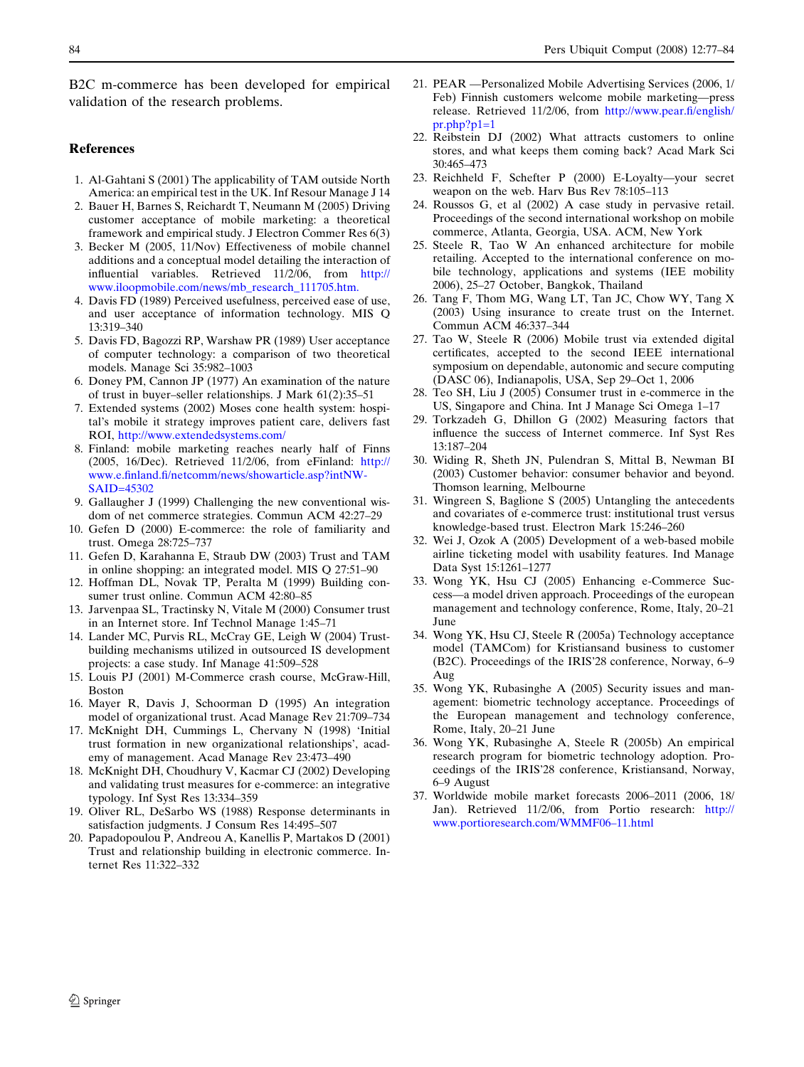B2C m-commerce has been developed for empirical validation of the research problems.

## References

1. Al-Gahtani S (2001) The applicability of TAM outside North America: an empirical test in the UK. Inf Resour Manage J 14
2. Bauer H, Barnes S, Reichardt T, Neumann M (2005) Driving customer acceptance of mobile marketing: a theoretical framework and empirical study. J Electron Commer Res 6(3)
3. Becker M (2005, 11/Nov) Effectiveness of mobile channel additions and a conceptual model detailing the interaction of influential variables. Retrieved 11/2/06, from http://www.iloopmobile.com/news/mb_research_111705.htm.
4. Davis FD (1989) Perceived usefulness, perceived ease of use, and user acceptance of information technology. MIS Q 13:319–340
5. Davis FD, Bagozzi RP, Warshaw PR (1989) User acceptance of computer technology: a comparison of two theoretical models. Manage Sci 35:982–1003
6. Doney PM, Cannon JP (1977) An examination of the nature of trust in buyer–seller relationships. J Mark 61(2):35–51
7. Extended systems (2002) Moses cone health system: hospital's mobile it strategy improves patient care, delivers fast ROI, http://www.extendedsystems.com/
8. Finland: mobile marketing reaches nearly half of Finns (2005, 16/Dec). Retrieved 11/2/06, from eFinland: http://www.e.finland.fi/netcomm/news/showarticle.asp?intNWSAID=45302
9. Gallaugher J (1999) Challenging the new conventional wisdom of net commerce strategies. Commun ACM 42:27–29
10. Gefen D (2000) E-commerce: the role of familiarity and trust. Omega 28:725–737
11. Gefen D, Karahanna E, Straub DW (2003) Trust and TAM in online shopping: an integrated model. MIS Q 27:51–90
12. Hoffman DL, Novak TP, Peralta M (1999) Building consumer trust online. Commun ACM 42:80–85
13. Jarvenpaa SL, Tractinsky N, Vitale M (2000) Consumer trust in an Internet store. Inf Technol Manage 1:45–71
14. Lander MC, Purvis RL, McCray GE, Leigh W (2004) Trust-building mechanisms utilized in outsourced IS development projects: a case study. Inf Manage 41:509–528
15. Louis PJ (2001) M-Commerce crash course, McGraw-Hill, Boston
16. Mayer R, Davis J, Schoorman D (1995) An integration model of organizational trust. Acad Manage Rev 21:709–734
17. McKnight DH, Cummings L, Chervany N (1998) 'Initial trust formation in new organizational relationships', academy of management. Acad Manage Rev 23:473–490
18. McKnight DH, Choudhury V, Kacmar CJ (2002) Developing and validating trust measures for e-commerce: an integrative typology. Inf Syst Res 13:334–359
19. Oliver RL, DeSarbo WS (1988) Response determinants in satisfaction judgments. J Consum Res 14:495–507
20. Papadopoulou P, Andreou A, Kanellis P, Martakos D (2001) Trust and relationship building in electronic commerce. Internet Res 11:322–332
21. PEAR —Personalized Mobile Advertising Services (2006, 1/Feb) Finnish customers welcome mobile marketing—press release. Retrieved 11/2/06, from http://www.pear.fi/english/pr.php?p1=1
22. Reibstein DJ (2002) What attracts customers to online stores, and what keeps them coming back? Acad Mark Sci 30:465–473
23. Reichheld F, Schefter P (2000) E-Loyalty—your secret weapon on the web. Harv Bus Rev 78:105–113
24. Roussos G, et al (2002) A case study in pervasive retail. Proceedings of the second international workshop on mobile commerce, Atlanta, Georgia, USA. ACM, New York
25. Steele R, Tao W An enhanced architecture for mobile retailing. Accepted to the international conference on mobile technology, applications and systems (IEE mobility 2006), 25–27 October, Bangkok, Thailand
26. Tang F, Thom MG, Wang LT, Tan JC, Chow WY, Tang X (2003) Using insurance to create trust on the Internet. Commun ACM 46:337–344
27. Tao W, Steele R (2006) Mobile trust via extended digital certificates, accepted to the second IEEE international symposium on dependable, autonomic and secure computing (DASC 06), Indianapolis, USA, Sep 29–Oct 1, 2006
28. Teo SH, Liu J (2005) Consumer trust in e-commerce in the US, Singapore and China. Int J Manage Sci Omega 1–17
29. Torkzadeh G, Dhillon G (2002) Measuring factors that influence the success of Internet commerce. Inf Syst Res 13:187–204
30. Widing R, Sheth JN, Pulendran S, Mittal B, Newman BI (2003) Customer behavior: consumer behavior and beyond. Thomson learning, Melbourne
31. Wingreen S, Baglione S (2005) Untangling the antecedents and covariates of e-commerce trust: institutional trust versus knowledge-based trust. Electron Mark 15:246–260
32. Wei J, Ozok A (2005) Development of a web-based mobile airline ticketing model with usability features. Ind Manage Data Syst 15:1261–1277
33. Wong YK, Hsu CJ (2005) Enhancing e-Commerce Success—a model driven approach. Proceedings of the european management and technology conference, Rome, Italy, 20–21 June
34. Wong YK, Hsu CJ, Steele R (2005a) Technology acceptance model (TAMCom) for Kristiansand business to customer (B2C). Proceedings of the IRIS'28 conference, Norway, 6–9 Aug
35. Wong YK, Rubasinghe A (2005) Security issues and management: biometric technology acceptance. Proceedings of the European management and technology conference, Rome, Italy, 20–21 June
36. Wong YK, Rubasinghe A, Steele R (2005b) An empirical research program for biometric technology adoption. Proceedings of the IRIS'28 conference, Kristiansand, Norway, 6–9 August
37. Worldwide mobile market forecasts 2006–2011 (2006, 18/Jan). Retrieved 11/2/06, from Portio research: http://www.portioresearch.com/WMMF06-11.html